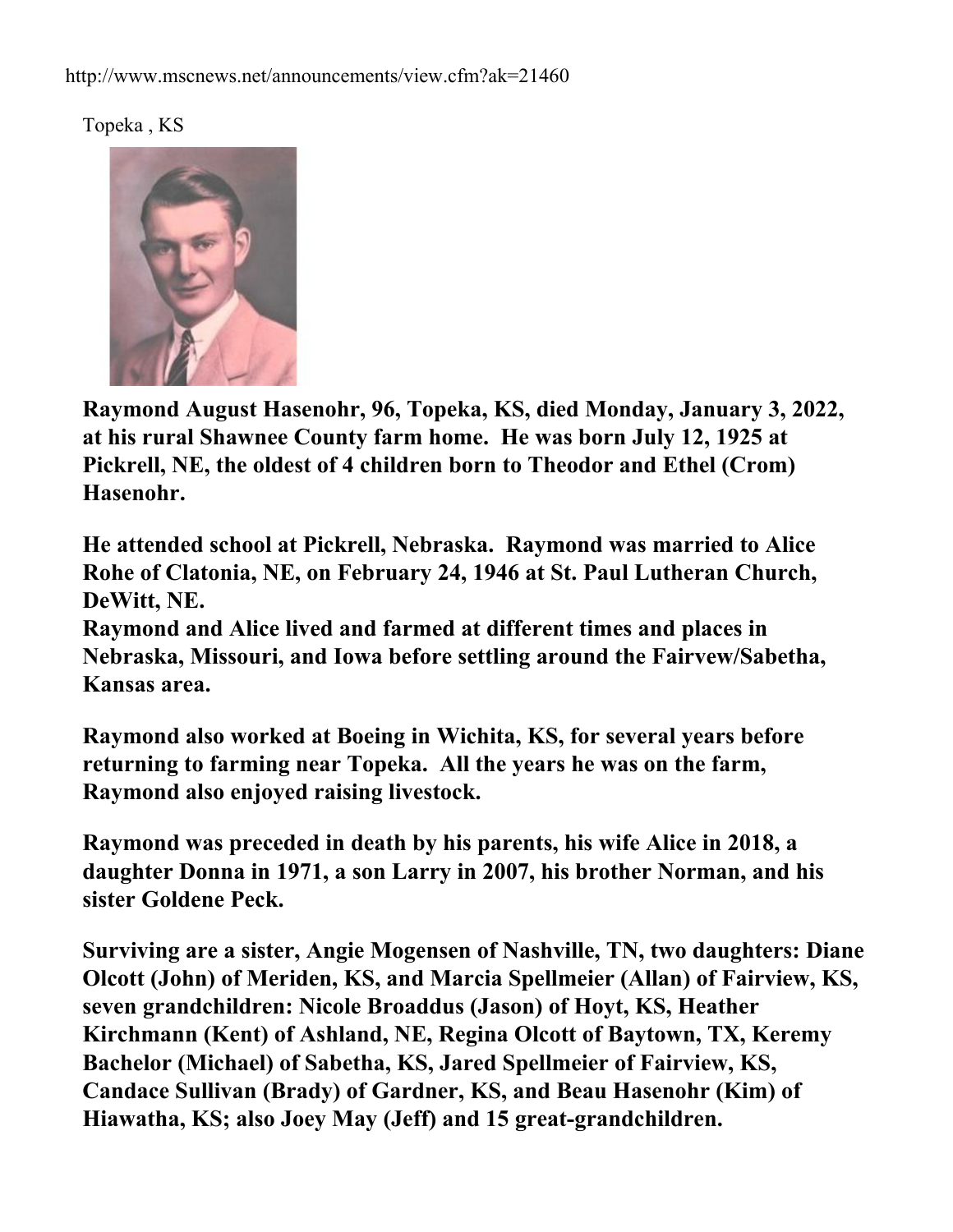http://www.mscnews.net/announcements/view.cfm?ak=21460

Topeka , KS

**Raymond August Hasenohr, 96, Topeka, KS, died Monday, January 3, 2022, at his rural Shawnee County farm home. He was born July 12, 1925 at Pickrell, NE, the oldest of 4 children born to Theodor and Ethel (Crom) Hasenohr.**

**He attended school at Pickrell, Nebraska. Raymond was married to Alice Rohe of Clatonia, NE, on February 24, 1946 at St. Paul Lutheran Church, DeWitt, NE.**
**Raymond and Alice lived and farmed at different times and places in Nebraska, Missouri, and Iowa before settling around the Fairvew/Sabetha, Kansas area.**

**Raymond also worked at Boeing in Wichita, KS, for several years before returning to farming near Topeka. All the years he was on the farm, Raymond also enjoyed raising livestock.**

**Raymond was preceded in death by his parents, his wife Alice in 2018, a daughter Donna in 1971, a son Larry in 2007, his brother Norman, and his sister Goldene Peck.**

**Surviving are a sister, Angie Mogensen of Nashville, TN, two daughters: Diane Olcott (John) of Meriden, KS, and Marcia Spellmeier (Allan) of Fairview, KS, seven grandchildren: Nicole Broaddus (Jason) of Hoyt, KS, Heather Kirchmann (Kent) of Ashland, NE, Regina Olcott of Baytown, TX, Keremy Bachelor (Michael) of Sabetha, KS, Jared Spellmeier of Fairview, KS, Candace Sullivan (Brady) of Gardner, KS, and Beau Hasenohr (Kim) of Hiawatha, KS; also Joey May (Jeff) and 15 great-grandchildren.**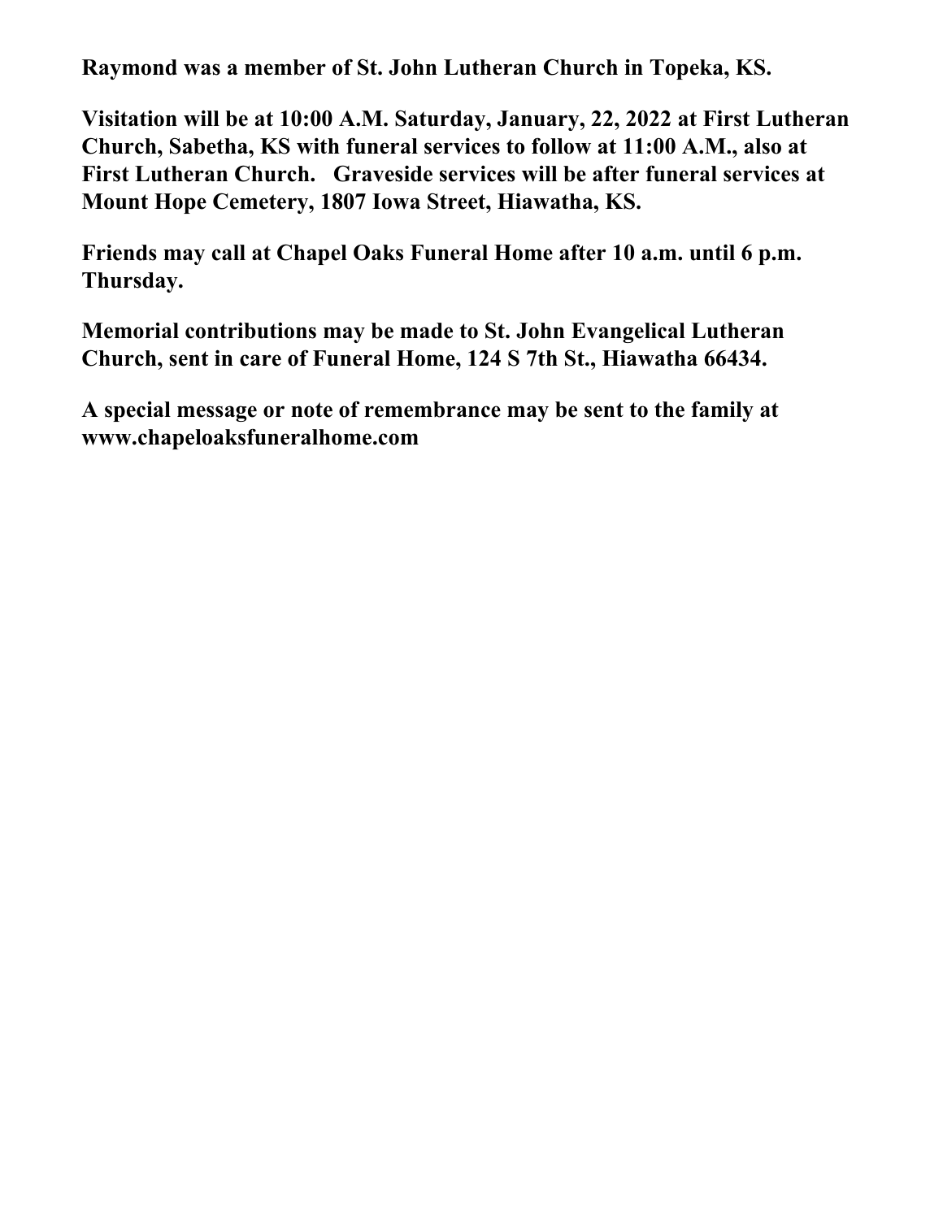**Raymond was a member of St. John Lutheran Church in Topeka, KS.**

**Visitation will be at 10:00 A.M. Saturday, January, 22, 2022 at First Lutheran Church, Sabetha, KS with funeral services to follow at 11:00 A.M., also at First Lutheran Church. Graveside services will be after funeral services at Mount Hope Cemetery, 1807 Iowa Street, Hiawatha, KS.**

**Friends may call at Chapel Oaks Funeral Home after 10 a.m. until 6 p.m. Thursday.**

**Memorial contributions may be made to St. John Evangelical Lutheran Church, sent in care of Funeral Home, 124 S 7th St., Hiawatha 66434.**

**A special message or note of remembrance may be sent to the family at www.chapeloaksfuneralhome.com**